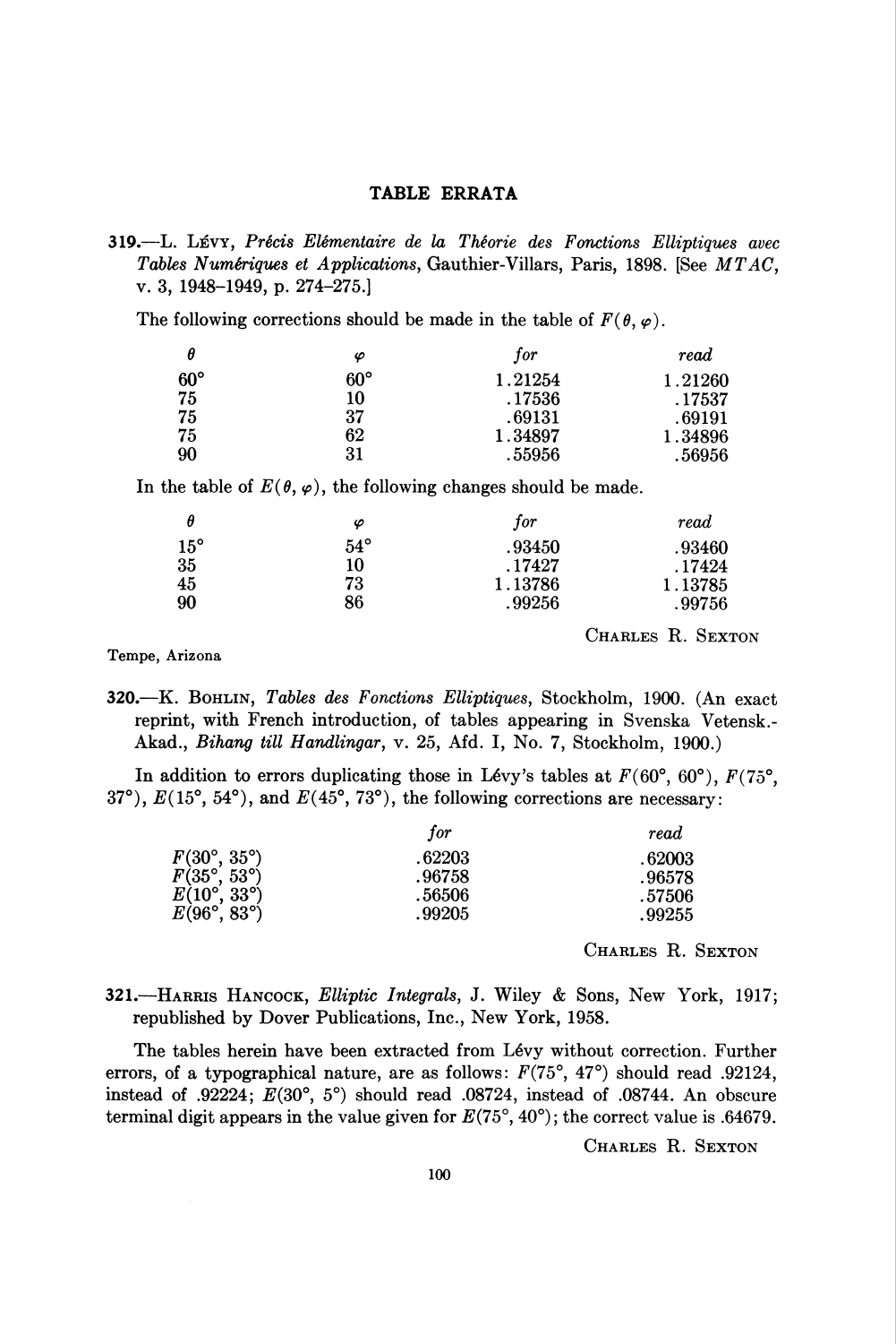# TABLE ERRATA

**319.**—L. Lévy, *Précis Elémentaire de la Théorie des Fonctions Elliptiques avec Tables Numériques et Applications*, Gauthier-Villars, Paris, 1898. [See *MTAC*, v. 3, 1948–1949, p. 274–275.]

The following corrections should be made in the table of $F(\theta, \varphi)$.

| $\theta$ | $\varphi$ | *for* | *read* |
|---|---|---|---|
| 60° | 60° | 1.21254 | 1.21260 |
| 75 | 10 | .17536 | .17537 |
| 75 | 37 | .69131 | .69191 |
| 75 | 62 | 1.34897 | 1.34896 |
| 90 | 31 | .55956 | .56956 |

In the table of $E(\theta, \varphi)$, the following changes should be made.

| $\theta$ | $\varphi$ | *for* | *read* |
|---|---|---|---|
| 15° | 54° | .93450 | .93460 |
| 35 | 10 | .17427 | .17424 |
| 45 | 73 | 1.13786 | 1.13785 |
| 90 | 86 | .99256 | .99756 |

Charles R. Sexton

Tempe, Arizona

**320.**—K. Bohlin, *Tables des Fonctions Elliptiques*, Stockholm, 1900. (An exact reprint, with French introduction, of tables appearing in Svenska Vetensk.-Akad., *Bihang till Handlingar*, v. 25, Afd. I, No. 7, Stockholm, 1900.)

In addition to errors duplicating those in Lévy's tables at $F(60°, 60°)$, $F(75°, 37°)$, $E(15°, 54°)$, and $E(45°, 73°)$, the following corrections are necessary:

| | *for* | *read* |
|---|---|---|
| $F(30°, 35°)$ | .62203 | .62003 |
| $F(35°, 53°)$ | .96758 | .96578 |
| $E(10°, 33°)$ | .56506 | .57506 |
| $E(96°, 83°)$ | .99205 | .99255 |

Charles R. Sexton

**321.**—Harris Hancock, *Elliptic Integrals*, J. Wiley & Sons, New York, 1917; republished by Dover Publications, Inc., New York, 1958.

The tables herein have been extracted from Lévy without correction. Further errors, of a typographical nature, are as follows: $F(75°, 47°)$ should read .92124, instead of .92224; $E(30°, 5°)$ should read .08724, instead of .08744. An obscure terminal digit appears in the value given for $E(75°, 40°)$; the correct value is .64679.

Charles R. Sexton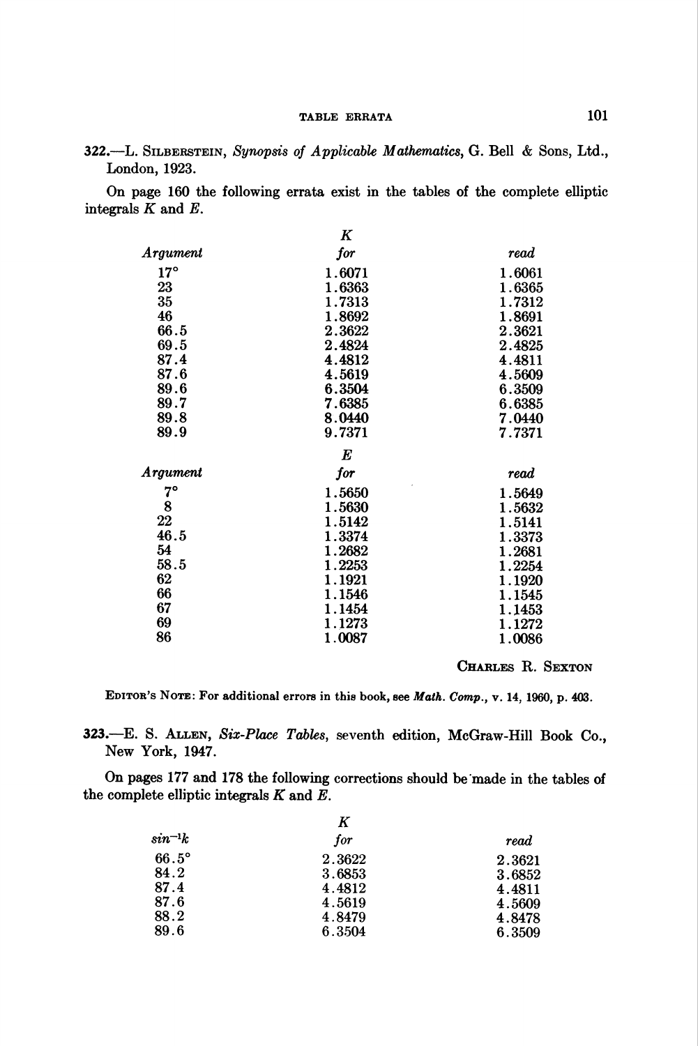322.—L. Silberstein, *Synopsis of Applicable Mathematics*, G. Bell & Sons, Ltd., London, 1923.

On page 160 the following errata exist in the tables of the complete elliptic integrals $K$ and $E$.

| | $K$ | |
|---|---|---|
| *Argument* | *for* | *read* |
| 17° | 1.6071 | 1.6061 |
| 23 | 1.6363 | 1.6365 |
| 35 | 1.7313 | 1.7312 |
| 46 | 1.8692 | 1.8691 |
| 66.5 | 2.3622 | 2.3621 |
| 69.5 | 2.4824 | 2.4825 |
| 87.4 | 4.4812 | 4.4811 |
| 87.6 | 4.5619 | 4.5609 |
| 89.6 | 6.3504 | 6.3509 |
| 89.7 | 7.6385 | 6.6385 |
| 89.8 | 8.0440 | 7.0440 |
| 89.9 | 9.7371 | 7.7371 |

| | $E$ | |
|---|---|---|
| *Argument* | *for* | *read* |
| 7° | 1.5650 | 1.5649 |
| 8 | 1.5630 | 1.5632 |
| 22 | 1.5142 | 1.5141 |
| 46.5 | 1.3374 | 1.3373 |
| 54 | 1.2682 | 1.2681 |
| 58.5 | 1.2253 | 1.2254 |
| 62 | 1.1921 | 1.1920 |
| 66 | 1.1546 | 1.1545 |
| 67 | 1.1454 | 1.1453 |
| 69 | 1.1273 | 1.1272 |
| 86 | 1.0087 | 1.0086 |

Charles R. Sexton

**Editor's Note:** For additional errors in this book, see *Math. Comp.*, v. 14, 1960, p. 403.

323.—E. S. Allen, *Six-Place Tables*, seventh edition, McGraw-Hill Book Co., New York, 1947.

On pages 177 and 178 the following corrections should be made in the tables of the complete elliptic integrals $K$ and $E$.

| | $K$ | |
|---|---|---|
| $\sin^{-1}k$ | *for* | *read* |
| 66.5° | 2.3622 | 2.3621 |
| 84.2 | 3.6853 | 3.6852 |
| 87.4 | 4.4812 | 4.4811 |
| 87.6 | 4.5619 | 4.5609 |
| 88.2 | 4.8479 | 4.8478 |
| 89.6 | 6.3504 | 6.3509 |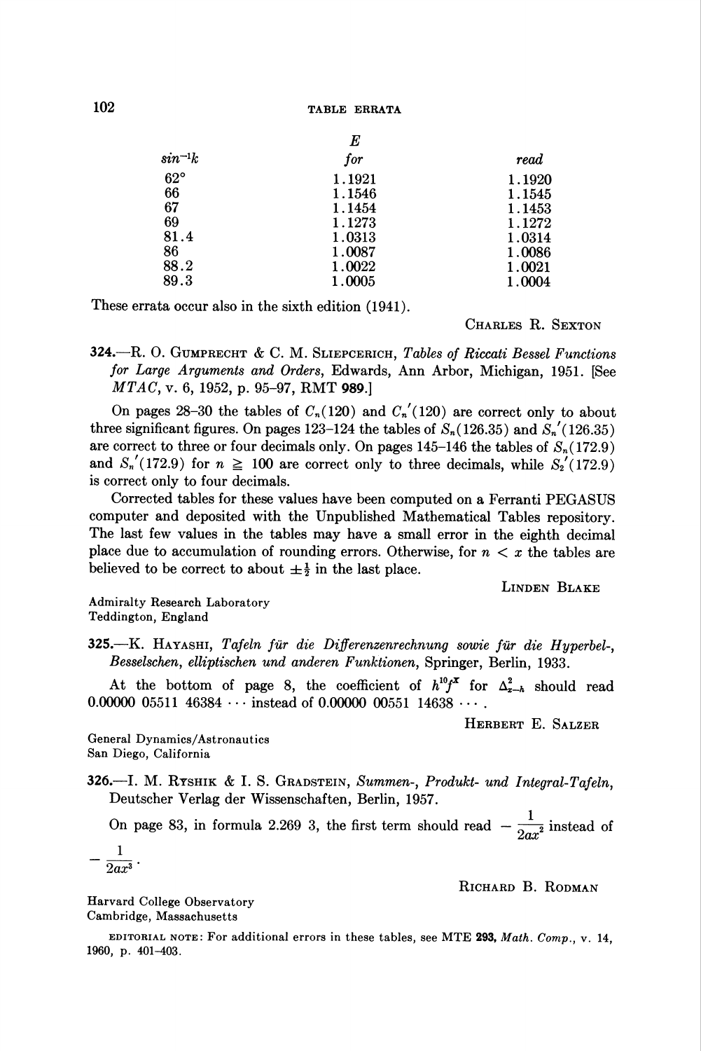| $\sin^{-1}k$ | *E* for | read |
|---|---|---|
| 62° | 1.1921 | 1.1920 |
| 66 | 1.1546 | 1.1545 |
| 67 | 1.1454 | 1.1453 |
| 69 | 1.1273 | 1.1272 |
| 81.4 | 1.0313 | 1.0314 |
| 86 | 1.0087 | 1.0086 |
| 88.2 | 1.0022 | 1.0021 |
| 89.3 | 1.0005 | 1.0004 |

These errata occur also in the sixth edition (1941).

CHARLES R. SEXTON

**324.**—R. O. GUMPRECHT & C. M. SLIEPCERICH, *Tables of Riccati Bessel Functions for Large Arguments and Orders*, Edwards, Ann Arbor, Michigan, 1951. [See *MTAC*, v. 6, 1952, p. 95–97, RMT **989**.]

On pages 28–30 the tables of $C_n(120)$ and $C_n'(120)$ are correct only to about three significant figures. On pages 123–124 the tables of $S_n(126.35)$ and $S_n'(126.35)$ are correct to three or four decimals only. On pages 145–146 the tables of $S_n(172.9)$ and $S_n'(172.9)$ for $n \geqq 100$ are correct only to three decimals, while $S_2'(172.9)$ is correct only to four decimals.

Corrected tables for these values have been computed on a Ferranti PEGASUS computer and deposited with the Unpublished Mathematical Tables repository. The last few values in the tables may have a small error in the eighth decimal place due to accumulation of rounding errors. Otherwise, for $n < x$ the tables are believed to be correct to about $\pm\frac{1}{2}$ in the last place.

LINDEN BLAKE

Admiralty Research Laboratory
Teddington, England

**325.**—K. HAYASHI, *Tafeln für die Differenzenrechnung sowie für die Hyperbel-, Besselschen, elliptischen und anderen Funktionen*, Springer, Berlin, 1933.

At the bottom of page 8, the coefficient of $h^{10}f^x$ for $\Delta_{x-h}^2$ should read 0.00000 05511 46384 ··· instead of 0.00000 00551 14638 ··· .

HERBERT E. SALZER

General Dynamics/Astronautics
San Diego, California

**326.**—I. M. RYSHIK & I. S. GRADSTEIN, *Summen-, Produkt- und Integral-Tafeln*, Deutscher Verlag der Wissenschaften, Berlin, 1957.

On page 83, in formula 2.269 3, the first term should read $-\dfrac{1}{2ax^2}$ instead of $-\dfrac{1}{2ax^3}$.

RICHARD B. RODMAN

Harvard College Observatory
Cambridge, Massachusetts

EDITORIAL NOTE: For additional errors in these tables, see MTE **293**, *Math. Comp.*, v. 14, 1960, p. 401–403.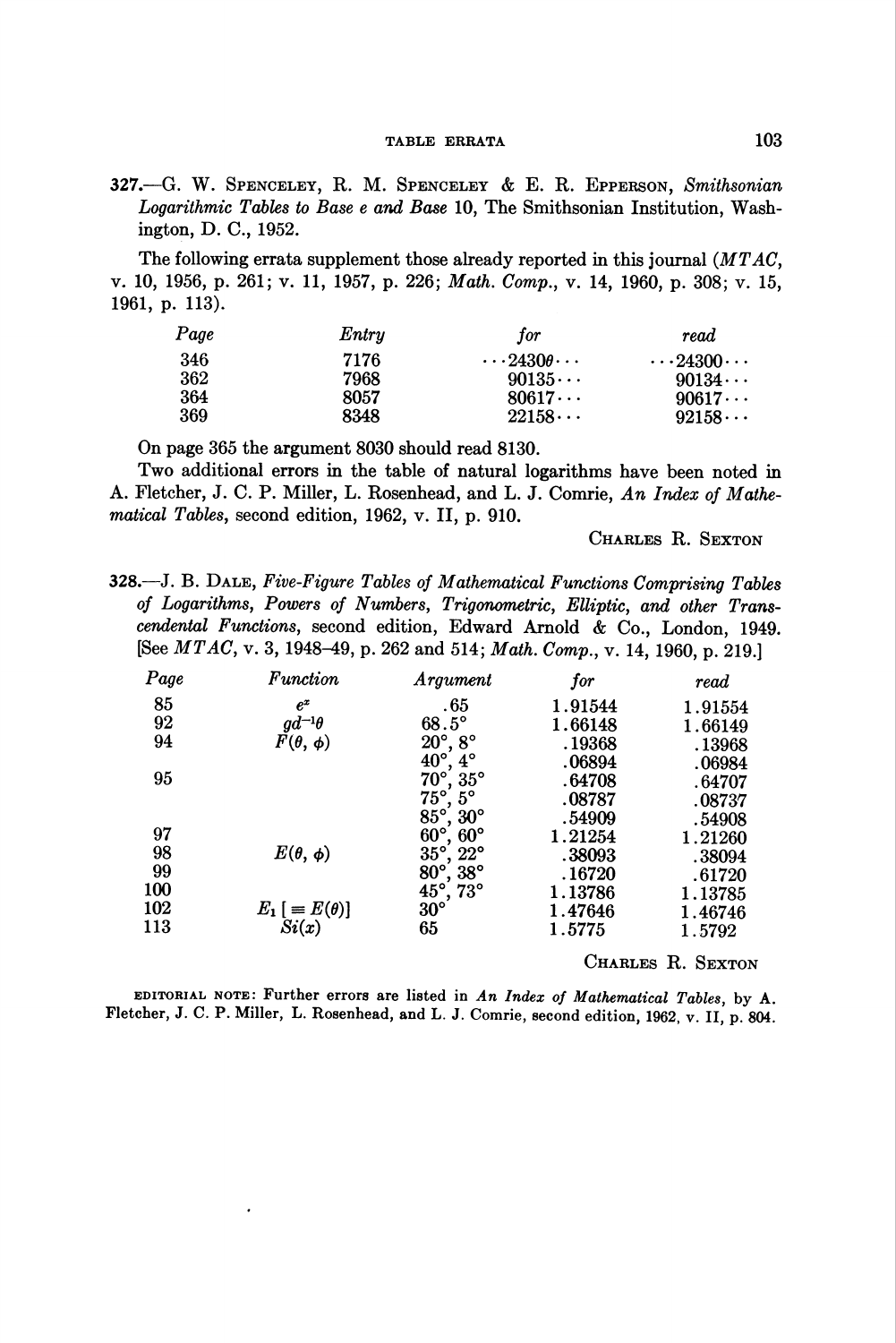327.—G. W. Spenceley, R. M. Spenceley & E. R. Epperson, *Smithsonian Logarithmic Tables to Base e and Base* 10, The Smithsonian Institution, Washington, D. C., 1952.

The following errata supplement those already reported in this journal (*MTAC*, v. 10, 1956, p. 261; v. 11, 1957, p. 226; *Math. Comp.*, v. 14, 1960, p. 308; v. 15, 1961, p. 113).

| *Page* | *Entry* | *for* | *read* |
|---|---|---|---|
| 346 | 7176 | ···24300··· | ···24300··· |
| 362 | 7968 | 90135··· | 90134··· |
| 364 | 8057 | 80617··· | 90617··· |
| 369 | 8348 | 22158··· | 92158··· |

On page 365 the argument 8030 should read 8130.

Two additional errors in the table of natural logarithms have been noted in A. Fletcher, J. C. P. Miller, L. Rosenhead, and L. J. Comrie, *An Index of Mathematical Tables*, second edition, 1962, v. II, p. 910.

Charles R. Sexton

328.—J. B. Dale, *Five-Figure Tables of Mathematical Functions Comprising Tables of Logarithms, Powers of Numbers, Trigonometric, Elliptic, and other Transcendental Functions*, second edition, Edward Arnold & Co., London, 1949. [See *MTAC*, v. 3, 1948–49, p. 262 and 514; *Math. Comp.*, v. 14, 1960, p. 219.]

| *Page* | *Function* | *Argument* | *for* | *read* |
|---|---|---|---|---|
| 85 | $e^x$ | .65 | 1.91544 | 1.91554 |
| 92 | $gd^{-1}\theta$ | 68.5° | 1.66148 | 1.66149 |
| 94 | $F(\theta, \phi)$ | 20°, 8° | .19368 | .13968 |
| | | 40°, 4° | .06894 | .06984 |
| 95 | | 70°, 35° | .64708 | .64707 |
| | | 75°, 5° | .08787 | .08737 |
| | | 85°, 30° | .54909 | .54908 |
| 97 | | 60°, 60° | 1.21254 | 1.21260 |
| 98 | $E(\theta, \phi)$ | 35°, 22° | .38093 | .38094 |
| 99 | | 80°, 38° | .16720 | .61720 |
| 100 | | 45°, 73° | 1.13786 | 1.13785 |
| 102 | $E_1 [\equiv E(\theta)]$ | 30° | 1.47646 | 1.46746 |
| 113 | $Si(x)$ | 65 | 1.5775 | 1.5792 |

Charles R. Sexton

Editorial note: Further errors are listed in *An Index of Mathematical Tables*, by A. Fletcher, J. C. P. Miller, L. Rosenhead, and L. J. Comrie, second edition, 1962, v. II, p. 804.